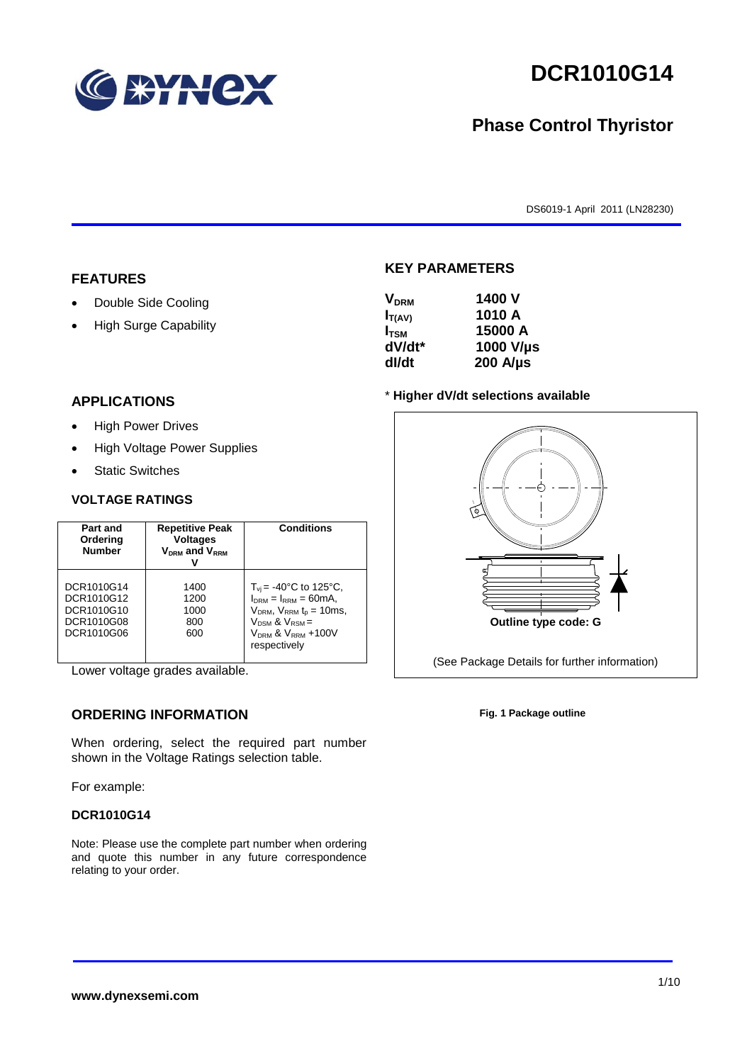# DCR1010G14

## Phase Control Thyristor

DS6019-1 April 2011 (LN28230)

## FEATURES

- Double Side Cooling
- High Surge Capability

## APPLICATIONS

- High Power Drives
- High Voltage Power Supplies
- Static Switches

## VOLTAGE RATINGS

| Part and Ordering Number | Repetitive Peak Voltages $V_{DRM}$ and $V_{RRM}$ V | Conditions |
|---|---|---|
| DCR1010G14<br>DCR1010G12<br>DCR1010G10<br>DCR1010G08<br>DCR1010G06 | 1400<br>1200<br>1000<br>800<br>600 | $T_{vj}$ = -40°C to 125°C,<br>$I_{DRM}$ = $I_{RRM}$ = 60mA,<br>$V_{DRM}$, $V_{RRM}$ $t_p$ = 10ms,<br>$V_{DSM}$ & $V_{RSM}$ =<br>$V_{DRM}$ & $V_{RRM}$ +100V respectively |

Lower voltage grades available.

## ORDERING INFORMATION

When ordering, select the required part number shown in the Voltage Ratings selection table.

For example:

**DCR1010G14**

Note: Please use the complete part number when ordering and quote this number in any future correspondence relating to your order.

## KEY PARAMETERS

| | |
|---|---|
| $V_{DRM}$ | 1400 V |
| $I_{T(AV)}$ | 1010 A |
| $I_{TSM}$ | 15000 A |
| dV/dt* | 1000 V/µs |
| dI/dt | 200 A/µs |

\* **Higher dV/dt selections available**

Outline type code: G

(See Package Details for further information)

**Fig. 1 Package outline**

**www.dynexsemi.com**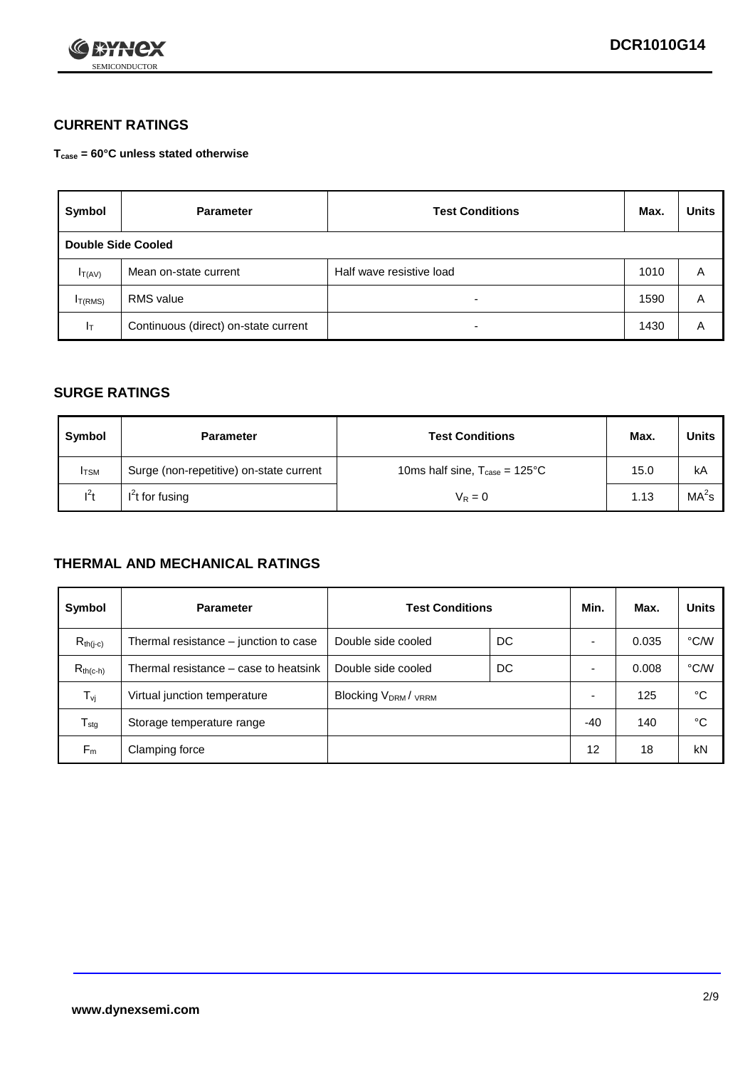## CURRENT RATINGS

**$T_{case}$ = 60°C unless stated otherwise**

| Symbol | Parameter | Test Conditions | Max. | Units |
|---|---|---|---|---|
| **Double Side Cooled** | | | | |
| $I_{T(AV)}$ | Mean on-state current | Half wave resistive load | 1010 | A |
| $I_{T(RMS)}$ | RMS value | - | 1590 | A |
| $I_T$ | Continuous (direct) on-state current | - | 1430 | A |

## SURGE RATINGS

| Symbol | Parameter | Test Conditions | Max. | Units |
|---|---|---|---|---|
| $I_{TSM}$ | Surge (non-repetitive) on-state current | 10ms half sine, $T_{case}$ = 125°C | 15.0 | kA |
| $I^2t$ | $I^2t$ for fusing | $V_R = 0$ | 1.13 | $MA^2s$ |

## THERMAL AND MECHANICAL RATINGS

| Symbol | Parameter | Test Conditions | | Min. | Max. | Units |
|---|---|---|---|---|---|---|
| $R_{th(j-c)}$ | Thermal resistance – junction to case | Double side cooled | DC | - | 0.035 | °C/W |
| $R_{th(c-h)}$ | Thermal resistance – case to heatsink | Double side cooled | DC | - | 0.008 | °C/W |
| $T_{vj}$ | Virtual junction temperature | Blocking $V_{DRM}$ / $V_{RRM}$ | | - | 125 | °C |
| $T_{stg}$ | Storage temperature range | | | -40 | 140 | °C |
| $F_m$ | Clamping force | | | 12 | 18 | kN |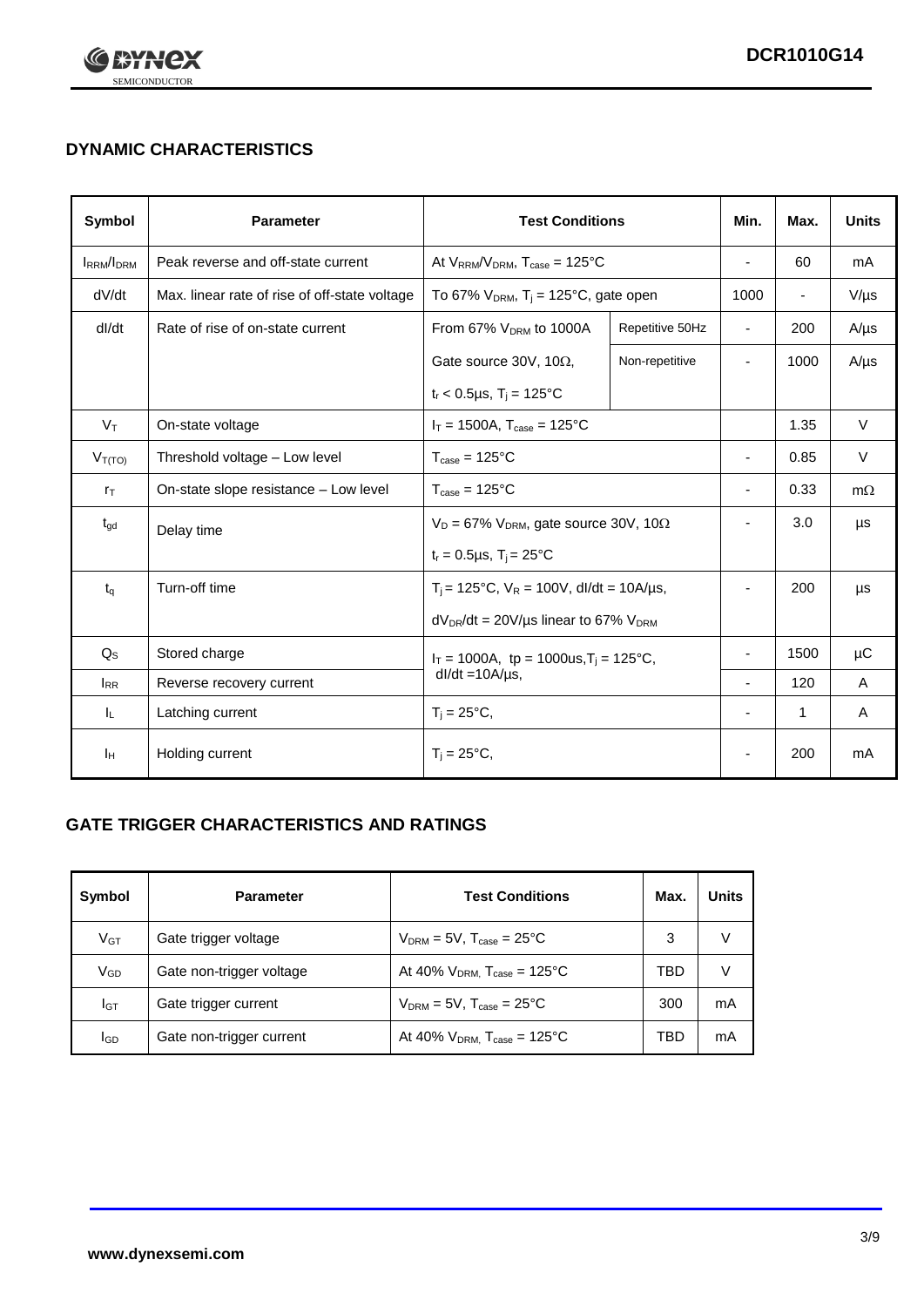## DYNAMIC CHARACTERISTICS

| Symbol | Parameter | Test Conditions | | Min. | Max. | Units |
|---|---|---|---|---|---|---|
| $I_{RRM}/I_{DRM}$ | Peak reverse and off-state current | At $V_{RRM}/V_{DRM}$, $T_{case}$ = 125°C | | - | 60 | mA |
| dV/dt | Max. linear rate of rise of off-state voltage | To 67% $V_{DRM}$, $T_j$ = 125°C, gate open | | 1000 | - | V/µs |
| dI/dt | Rate of rise of on-state current | From 67% $V_{DRM}$ to 1000A | Repetitive 50Hz | - | 200 | A/µs |
| | | Gate source 30V, 10Ω, $t_r$ < 0.5µs, $T_j$ = 125°C | Non-repetitive | - | 1000 | A/µs |
| $V_T$ | On-state voltage | $I_T$ = 1500A, $T_{case}$ = 125°C | | | 1.35 | V |
| $V_{T(TO)}$ | Threshold voltage – Low level | $T_{case}$ = 125°C | | - | 0.85 | V |
| $r_T$ | On-state slope resistance – Low level | $T_{case}$ = 125°C | | - | 0.33 | mΩ |
| $t_{gd}$ | Delay time | $V_D$ = 67% $V_{DRM}$, gate source 30V, 10Ω, $t_r$ = 0.5µs, $T_j$ = 25°C | | - | 3.0 | µs |
| $t_q$ | Turn-off time | $T_j$ = 125°C, $V_R$ = 100V, dI/dt = 10A/µs, $dV_{DR}/dt$ = 20V/µs linear to 67% $V_{DRM}$ | | - | 200 | µs |
| $Q_S$ | Stored charge | $I_T$ = 1000A, tp = 1000us, $T_j$ = 125°C, dI/dt =10A/µs, | | - | 1500 | µC |
| $I_{RR}$ | Reverse recovery current | | | - | 120 | A |
| $I_L$ | Latching current | $T_j$ = 25°C, | | - | 1 | A |
| $I_H$ | Holding current | $T_j$ = 25°C, | | - | 200 | mA |

## GATE TRIGGER CHARACTERISTICS AND RATINGS

| Symbol | Parameter | Test Conditions | Max. | Units |
|---|---|---|---|---|
| $V_{GT}$ | Gate trigger voltage | $V_{DRM}$ = 5V, $T_{case}$ = 25°C | 3 | V |
| $V_{GD}$ | Gate non-trigger voltage | At 40% $V_{DRM}$, $T_{case}$ = 125°C | TBD | V |
| $I_{GT}$ | Gate trigger current | $V_{DRM}$ = 5V, $T_{case}$ = 25°C | 300 | mA |
| $I_{GD}$ | Gate non-trigger current | At 40% $V_{DRM}$, $T_{case}$ = 125°C | TBD | mA |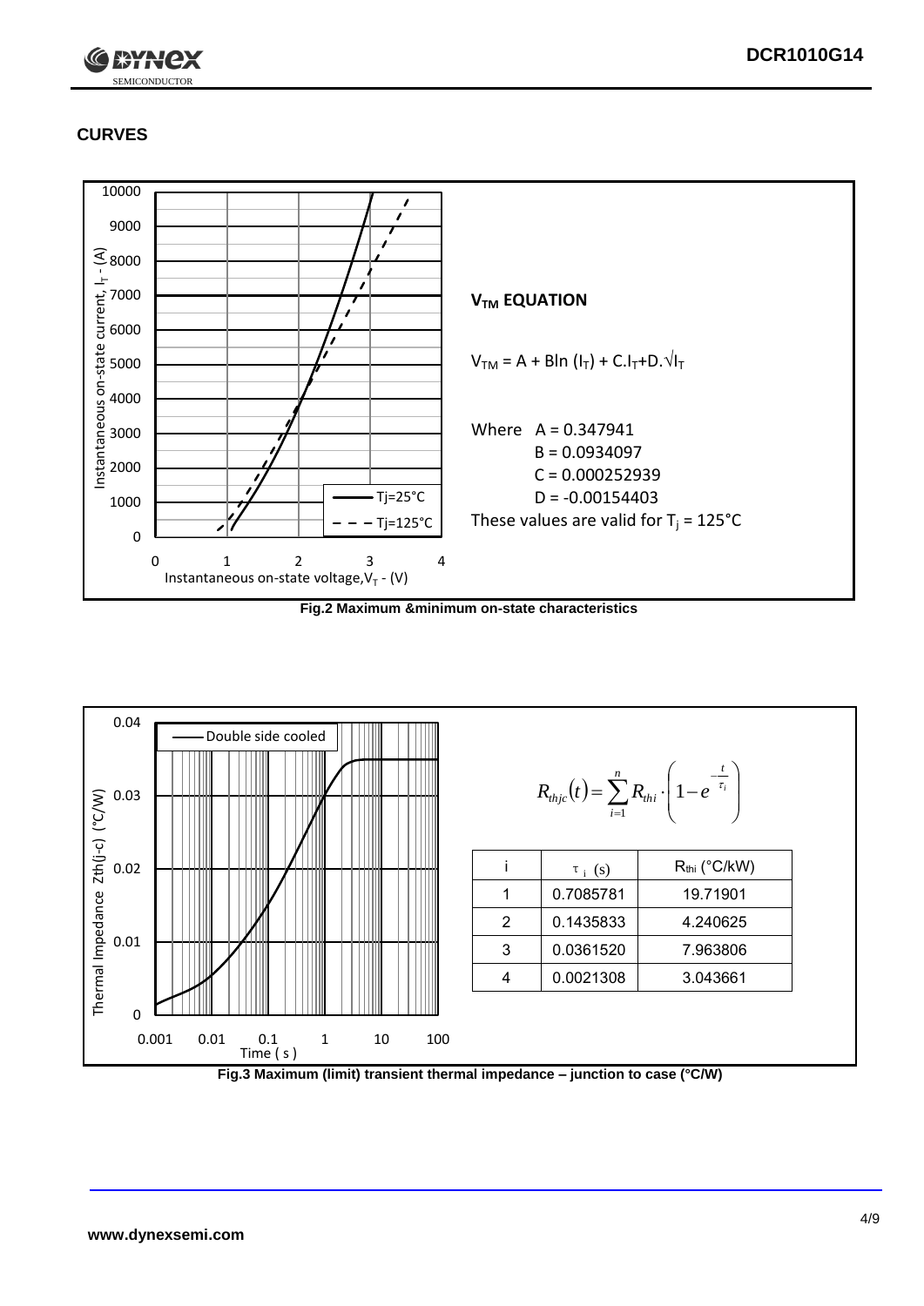## CURVES

### $V_{TM}$ EQUATION

$V_{TM} = A + B\ln(I_T) + C.I_T + D.\sqrt{I_T}$

Where A = 0.347941
B = 0.0934097
C = 0.000252939
D = -0.00154403

These values are valid for $T_j = 125°C$

Fig.2 Maximum &minimum on-state characteristics

$$R_{thjc}(t) = \sum_{i=1}^{n} R_{thi} \cdot \left(1 - e^{-\frac{t}{\tau_i}}\right)$$

| i | $\tau_i$ (s) | $R_{thi}$ (°C/kW) |
|---|---|---|
| 1 | 0.7085781 | 19.71901 |
| 2 | 0.1435833 | 4.240625 |
| 3 | 0.0361520 | 7.963806 |
| 4 | 0.0021308 | 3.043661 |

Fig.3 Maximum (limit) transient thermal impedance – junction to case (°C/W)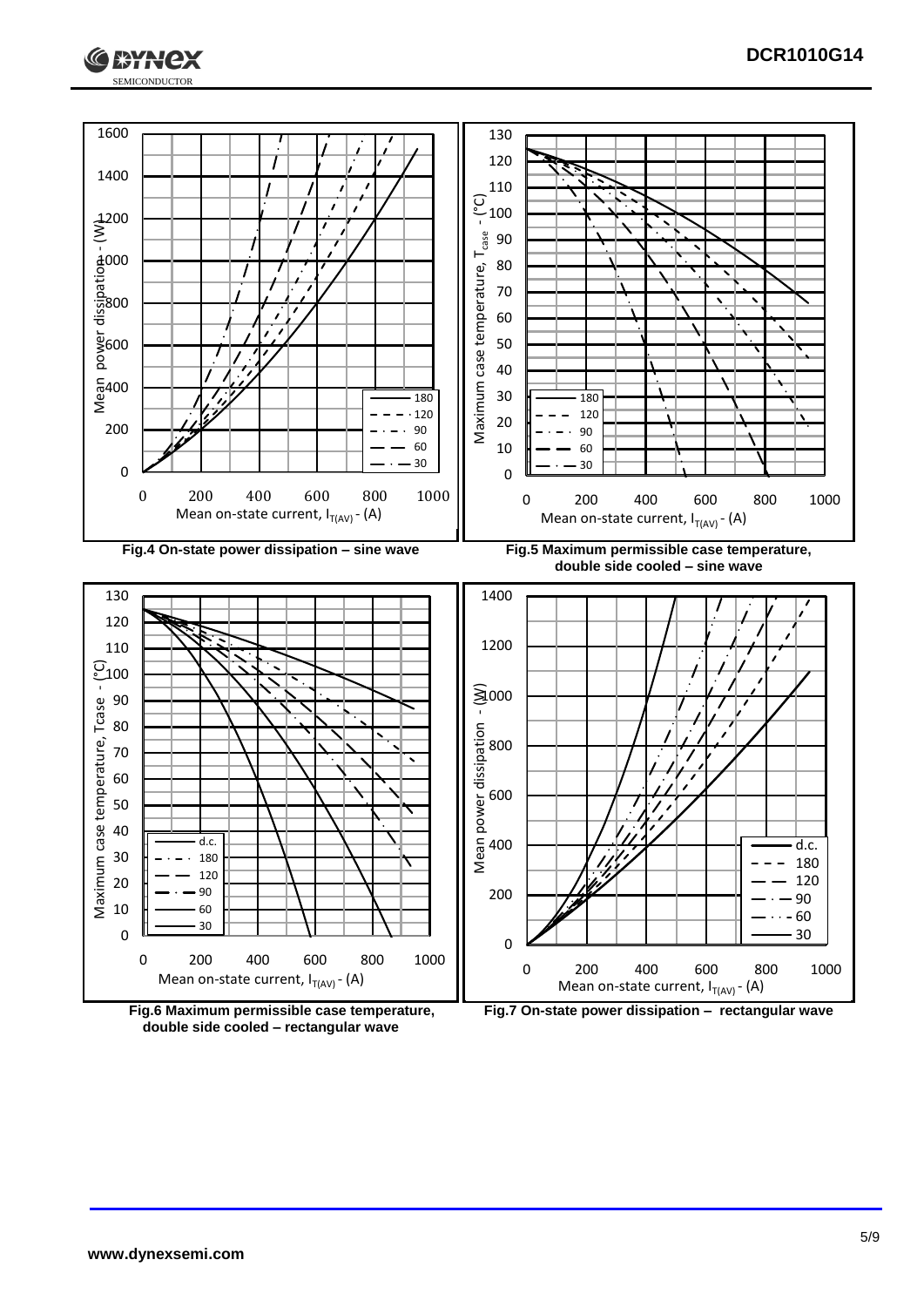Fig.4 On-state power dissipation – sine wave

Fig.5 Maximum permissible case temperature, double side cooled – sine wave

Fig.6 Maximum permissible case temperature, double side cooled – rectangular wave

Fig.7 On-state power dissipation – rectangular wave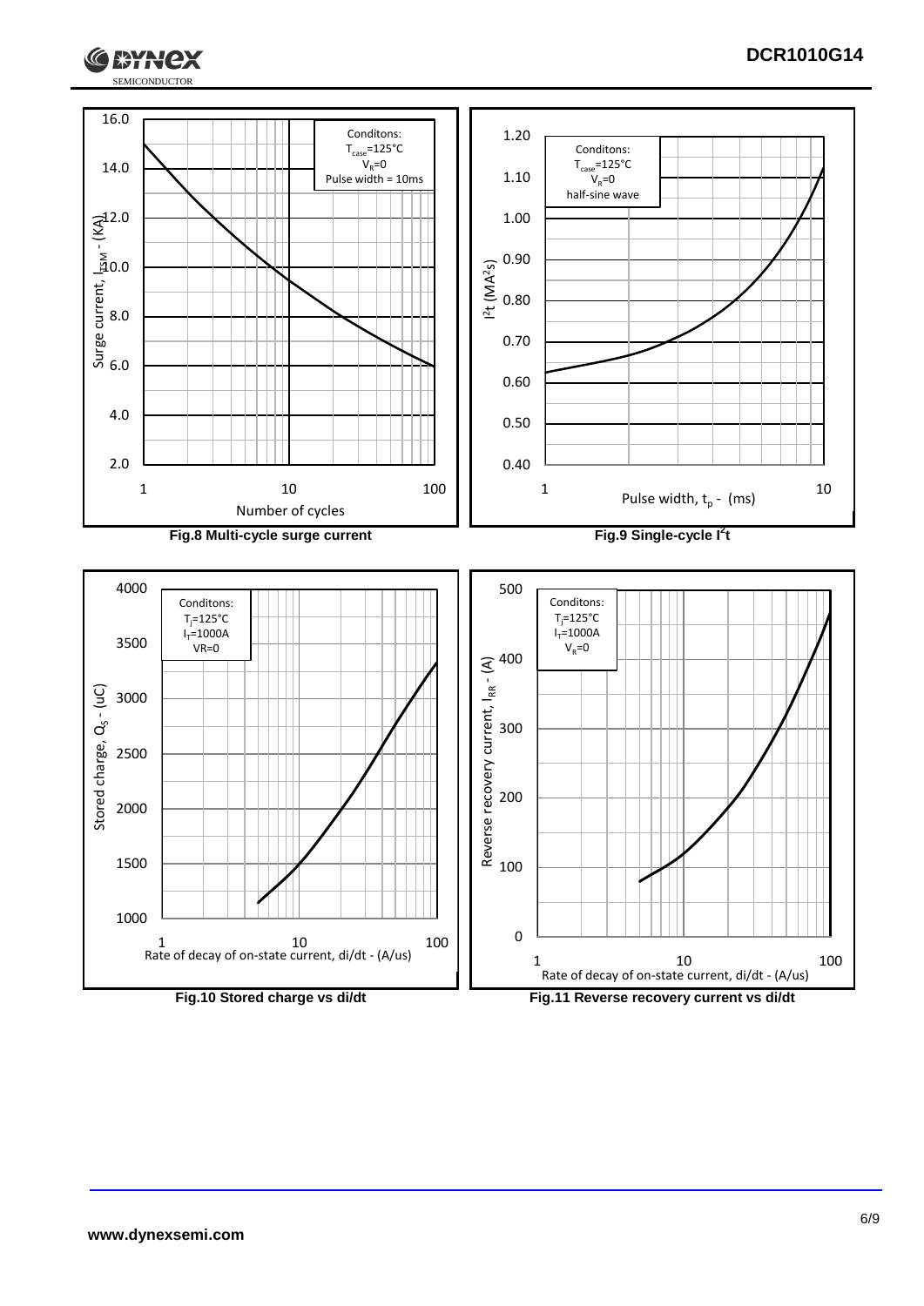Fig.8 Multi-cycle surge current

Fig.9 Single-cycle $I^2t$

Fig.10 Stored charge vs di/dt

Fig.11 Reverse recovery current vs di/dt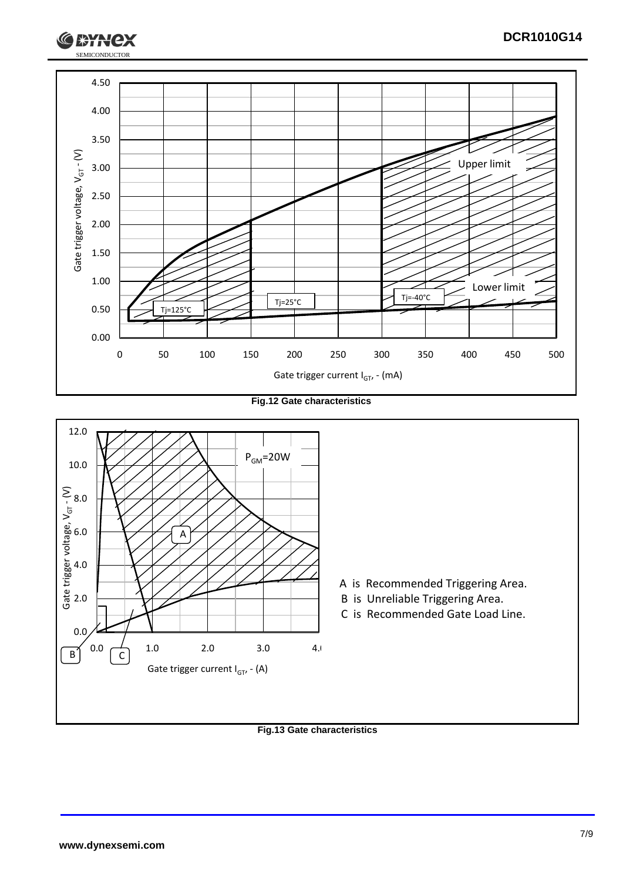Fig.12 Gate characteristics

A is Recommended Triggering Area.

B is Unreliable Triggering Area.

C is Recommended Gate Load Line.

Fig.13 Gate characteristics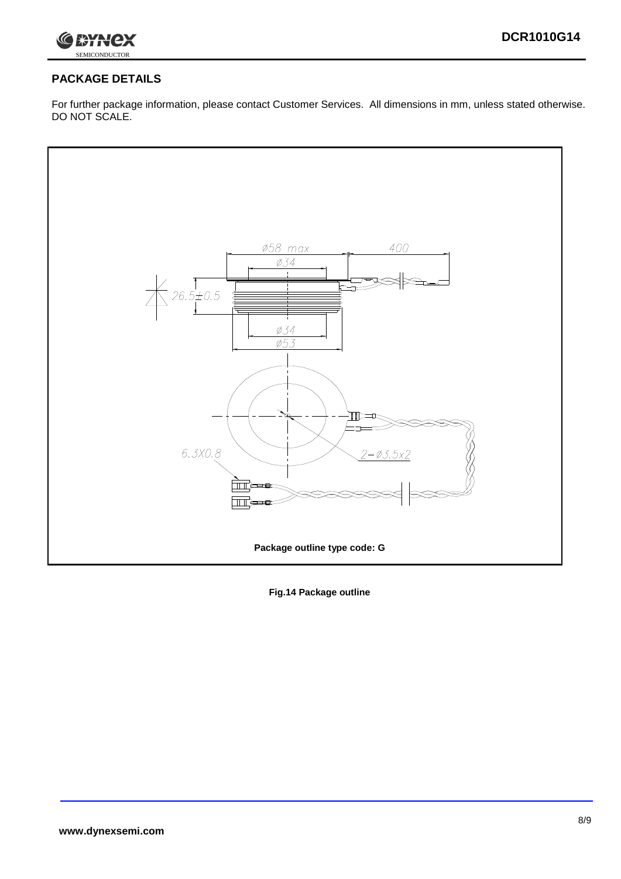## PACKAGE DETAILS

For further package information, please contact Customer Services. All dimensions in mm, unless stated otherwise. DO NOT SCALE.

Package outline type code: G

**Fig.14 Package outline**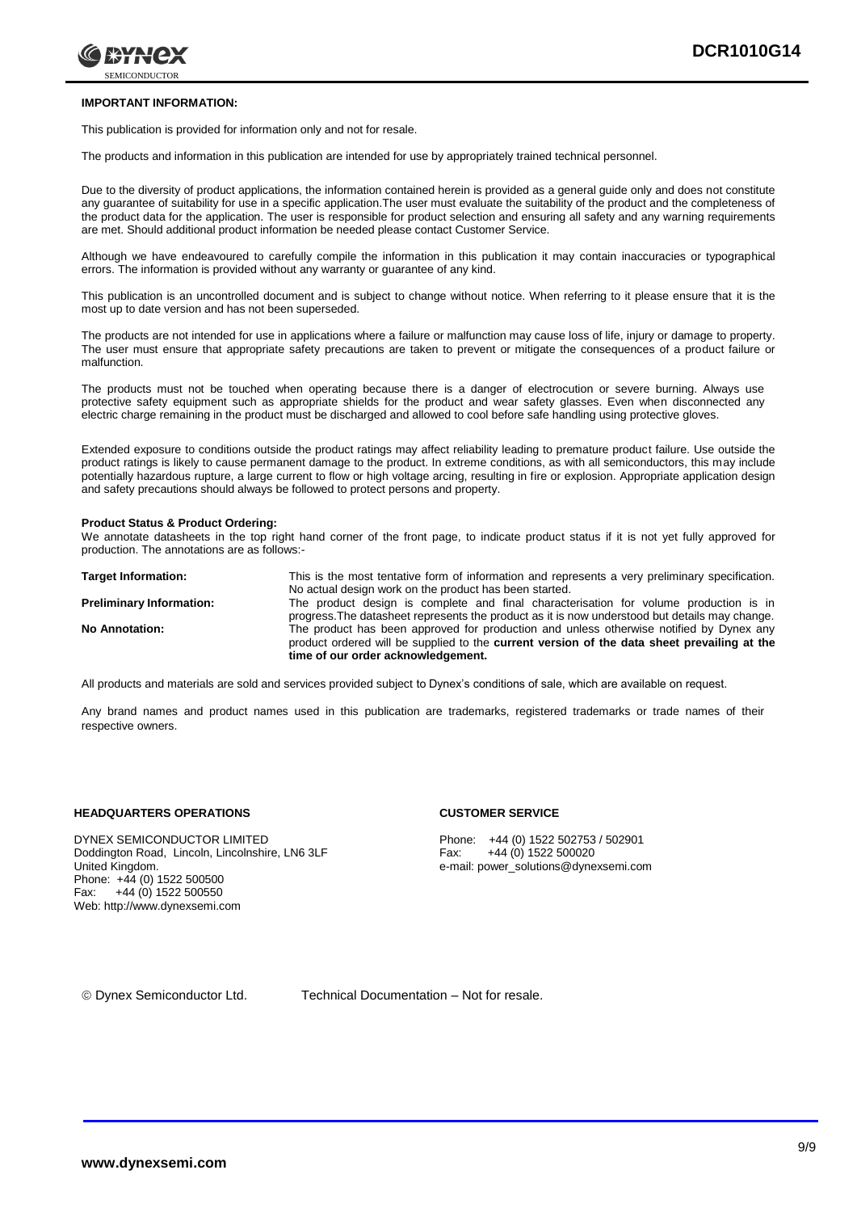**IMPORTANT INFORMATION:**

This publication is provided for information only and not for resale.

The products and information in this publication are intended for use by appropriately trained technical personnel.

Due to the diversity of product applications, the information contained herein is provided as a general guide only and does not constitute any guarantee of suitability for use in a specific application.The user must evaluate the suitability of the product and the completeness of the product data for the application. The user is responsible for product selection and ensuring all safety and any warning requirements are met. Should additional product information be needed please contact Customer Service.

Although we have endeavoured to carefully compile the information in this publication it may contain inaccuracies or typographical errors. The information is provided without any warranty or guarantee of any kind.

This publication is an uncontrolled document and is subject to change without notice. When referring to it please ensure that it is the most up to date version and has not been superseded.

The products are not intended for use in applications where a failure or malfunction may cause loss of life, injury or damage to property. The user must ensure that appropriate safety precautions are taken to prevent or mitigate the consequences of a product failure or malfunction.

The products must not be touched when operating because there is a danger of electrocution or severe burning. Always use protective safety equipment such as appropriate shields for the product and wear safety glasses. Even when disconnected any electric charge remaining in the product must be discharged and allowed to cool before safe handling using protective gloves.

Extended exposure to conditions outside the product ratings may affect reliability leading to premature product failure. Use outside the product ratings is likely to cause permanent damage to the product. In extreme conditions, as with all semiconductors, this may include potentially hazardous rupture, a large current to flow or high voltage arcing, resulting in fire or explosion. Appropriate application design and safety precautions should always be followed to protect persons and property.

**Product Status & Product Ordering:**

We annotate datasheets in the top right hand corner of the front page, to indicate product status if it is not yet fully approved for production. The annotations are as follows:-

| | |
|---|---|
| **Target Information:** | This is the most tentative form of information and represents a very preliminary specification. No actual design work on the product has been started. |
| **Preliminary Information:** | The product design is complete and final characterisation for volume production is in progress.The datasheet represents the product as it is now understood but details may change. |
| **No Annotation:** | The product has been approved for production and unless otherwise notified by Dynex any product ordered will be supplied to the **current version of the data sheet prevailing at the time of our order acknowledgement.** |

All products and materials are sold and services provided subject to Dynex's conditions of sale, which are available on request.

Any brand names and product names used in this publication are trademarks, registered trademarks or trade names of their respective owners.

**HEADQUARTERS OPERATIONS**

DYNEX SEMICONDUCTOR LIMITED
Doddington Road, Lincoln, Lincolnshire, LN6 3LF
United Kingdom.
Phone: +44 (0) 1522 500500
Fax: +44 (0) 1522 500550
Web: http://www.dynexsemi.com

**CUSTOMER SERVICE**

Phone: +44 (0) 1522 502753 / 502901
Fax: +44 (0) 1522 500020
e-mail: power_solutions@dynexsemi.com

© Dynex Semiconductor Ltd. Technical Documentation – Not for resale.